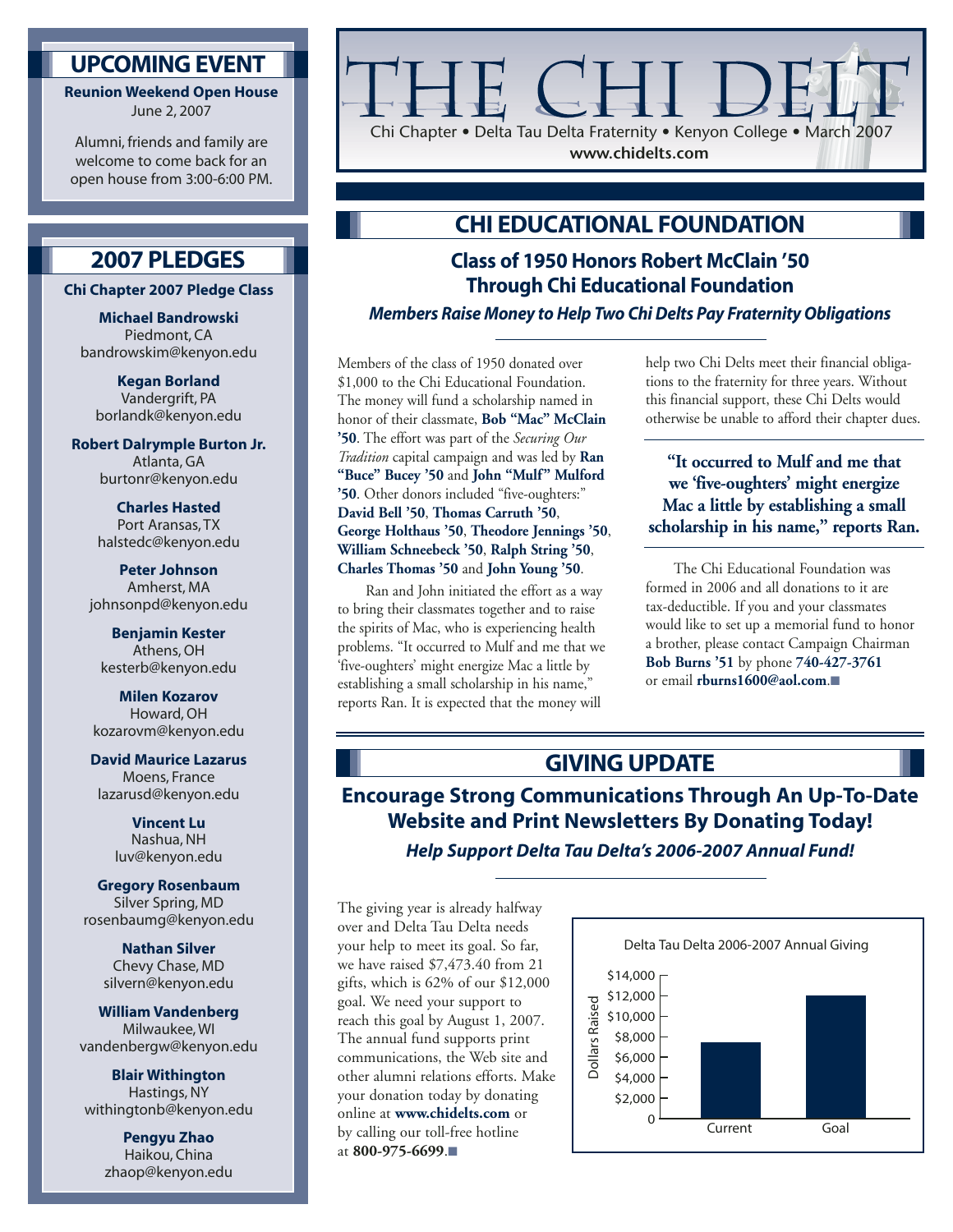# THE CHI DELT

Chi Chapter • Delta Tau Delta Fraternity • Kenyon College • March 2007

**www.chidelts.com**

## UPCOMING EVENT

**Reunion Weekend Open House**
June 2, 2007

Alumni, friends and family are welcome to come back for an open house from 3:00-6:00 PM.

## 2007 PLEDGES

**Chi Chapter 2007 Pledge Class**

**Michael Bandrowski**
Piedmont, CA
bandrowskim@kenyon.edu

**Kegan Borland**
Vandergrift, PA
borlandk@kenyon.edu

**Robert Dalrymple Burton Jr.**
Atlanta, GA
burtonr@kenyon.edu

**Charles Hasted**
Port Aransas, TX
halstedc@kenyon.edu

**Peter Johnson**
Amherst, MA
johnsonpd@kenyon.edu

**Benjamin Kester**
Athens, OH
kesterb@kenyon.edu

**Milen Kozarov**
Howard, OH
kozarovm@kenyon.edu

**David Maurice Lazarus**
Moens, France
lazarusd@kenyon.edu

**Vincent Lu**
Nashua, NH
luv@kenyon.edu

**Gregory Rosenbaum**
Silver Spring, MD
rosenbaumg@kenyon.edu

**Nathan Silver**
Chevy Chase, MD
silvern@kenyon.edu

**William Vandenberg**
Milwaukee, WI
vandenbergw@kenyon.edu

**Blair Withington**
Hastings, NY
withingtonb@kenyon.edu

**Pengyu Zhao**
Haikou, China
zhaop@kenyon.edu

## CHI EDUCATIONAL FOUNDATION

### Class of 1950 Honors Robert McClain '50 Through Chi Educational Foundation

***Members Raise Money to Help Two Chi Delts Pay Fraternity Obligations***

Members of the class of 1950 donated over $1,000 to the Chi Educational Foundation. The money will fund a scholarship named in honor of their classmate, **Bob "Mac" McClain '50**. The effort was part of the *Securing Our Tradition* capital campaign and was led by **Ran "Buce" Bucey '50** and **John "Mulf" Mulford '50**. Other donors included "five-oughters:" **David Bell '50**, **Thomas Carruth '50**, **George Holthaus '50**, **Theodore Jennings '50**, **William Schneebeck '50**, **Ralph String '50**, **Charles Thomas '50** and **John Young '50**.

Ran and John initiated the effort as a way to bring their classmates together and to raise the spirits of Mac, who is experiencing health problems. "It occurred to Mulf and me that we 'five-oughters' might energize Mac a little by establishing a small scholarship in his name," reports Ran. It is expected that the money will help two Chi Delts meet their financial obligations to the fraternity for three years. Without this financial support, these Chi Delts would otherwise be unable to afford their chapter dues.

> **"It occurred to Mulf and me that we 'five-oughters' might energize Mac a little by establishing a small scholarship in his name," reports Ran.**

The Chi Educational Foundation was formed in 2006 and all donations to it are tax-deductible. If you and your classmates would like to set up a memorial fund to honor a brother, please contact Campaign Chairman **Bob Burns '51** by phone **740-427-3761** or email **rburns1600@aol.com**.■

## GIVING UPDATE

### Encourage Strong Communications Through An Up-To-Date Website and Print Newsletters By Donating Today!

***Help Support Delta Tau Delta's 2006-2007 Annual Fund!***

The giving year is already halfway over and Delta Tau Delta needs your help to meet its goal. So far, we have raised $7,473.40 from 21 gifts, which is 62% of our $12,000 goal. We need your support to reach this goal by August 1, 2007. The annual fund supports print communications, the Web site and other alumni relations efforts. Make your donation today by donating online at **www.chidelts.com** or by calling our toll-free hotline at **800-975-6699**.■

Delta Tau Delta 2006-2007 Annual Giving

Dollars Raised

$14,000
$12,000
$10,000
$8,000
$6,000
$4,000
$2,000
0

Current
Goal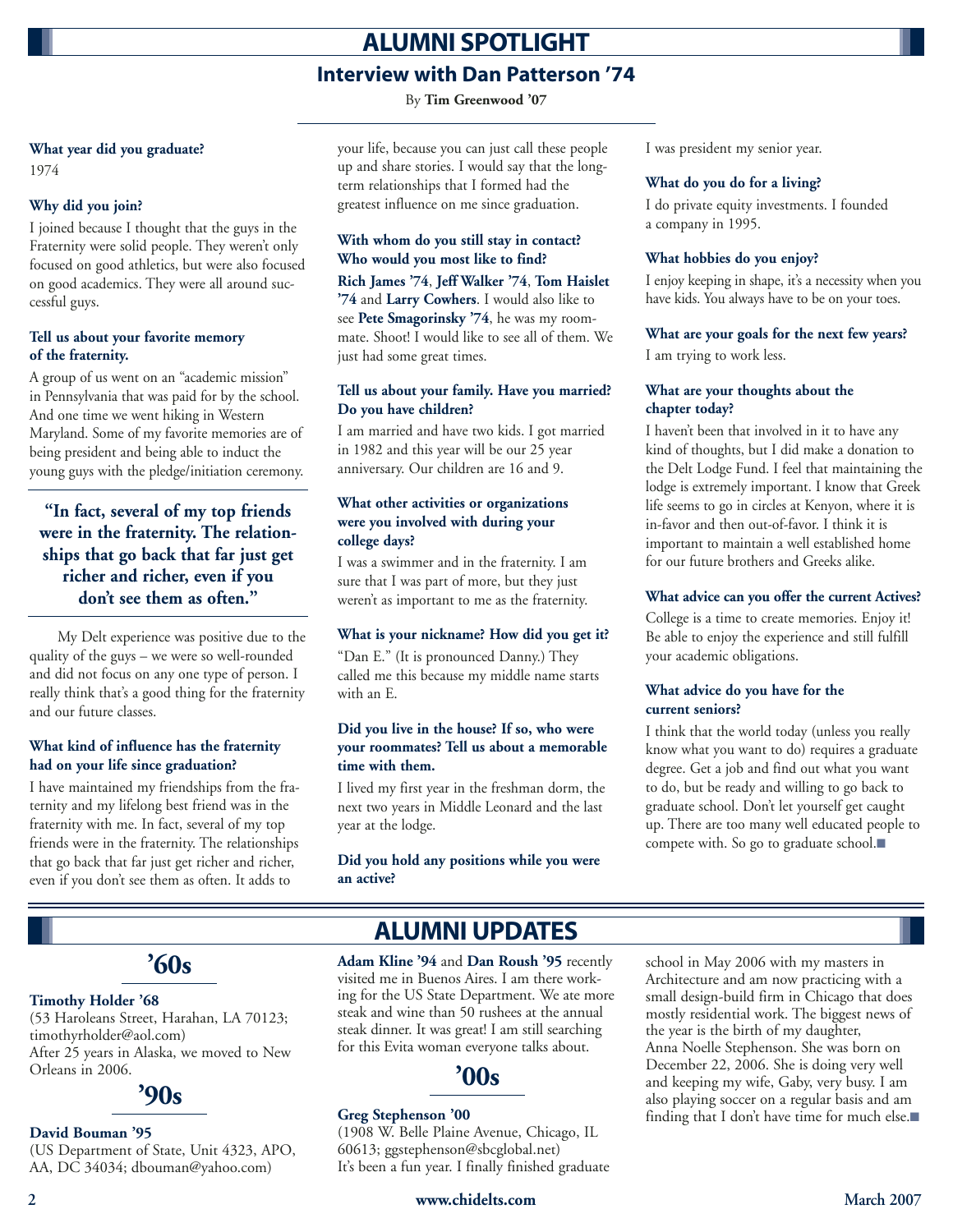# ALUMNI SPOTLIGHT

## Interview with Dan Patterson '74

By **Tim Greenwood '07**

**What year did you graduate?**

1974

**Why did you join?**

I joined because I thought that the guys in the Fraternity were solid people. They weren't only focused on good athletics, but were also focused on good academics. They were all around successful guys.

**Tell us about your favorite memory of the fraternity.**

A group of us went on an "academic mission" in Pennsylvania that was paid for by the school. And one time we went hiking in Western Maryland. Some of my favorite memories are of being president and being able to induct the young guys with the pledge/initiation ceremony.

> **"In fact, several of my top friends were in the fraternity. The relationships that go back that far just get richer and richer, even if you don't see them as often."**

My Delt experience was positive due to the quality of the guys – we were so well-rounded and did not focus on any one type of person. I really think that's a good thing for the fraternity and our future classes.

**What kind of influence has the fraternity had on your life since graduation?**

I have maintained my friendships from the fraternity and my lifelong best friend was in the fraternity with me. In fact, several of my top friends were in the fraternity. The relationships that go back that far just get richer and richer, even if you don't see them as often. It adds to your life, because you can just call these people up and share stories. I would say that the long-term relationships that I formed had the greatest influence on me since graduation.

**With whom do you still stay in contact? Who would you most like to find?**

**Rich James '74**, **Jeff Walker '74**, **Tom Haislet '74** and **Larry Cowhers**. I would also like to see **Pete Smagorinsky '74**, he was my roommate. Shoot! I would like to see all of them. We just had some great times.

**Tell us about your family. Have you married? Do you have children?**

I am married and have two kids. I got married in 1982 and this year will be our 25 year anniversary. Our children are 16 and 9.

**What other activities or organizations were you involved with during your college days?**

I was a swimmer and in the fraternity. I am sure that I was part of more, but they just weren't as important to me as the fraternity.

**What is your nickname? How did you get it?**

"Dan E." (It is pronounced Danny.) They called me this because my middle name starts with an E.

**Did you live in the house? If so, who were your roommates? Tell us about a memorable time with them.**

I lived my first year in the freshman dorm, the next two years in Middle Leonard and the last year at the lodge.

**Did you hold any positions while you were an active?**

I was president my senior year.

**What do you do for a living?**

I do private equity investments. I founded a company in 1995.

**What hobbies do you enjoy?**

I enjoy keeping in shape, it's a necessity when you have kids. You always have to be on your toes.

**What are your goals for the next few years?**

I am trying to work less.

**What are your thoughts about the chapter today?**

I haven't been that involved in it to have any kind of thoughts, but I did make a donation to the Delt Lodge Fund. I feel that maintaining the lodge is extremely important. I know that Greek life seems to go in circles at Kenyon, where it is in-favor and then out-of-favor. I think it is important to maintain a well established home for our future brothers and Greeks alike.

**What advice can you offer the current Actives?**

College is a time to create memories. Enjoy it! Be able to enjoy the experience and still fulfill your academic obligations.

**What advice do you have for the current seniors?**

I think that the world today (unless you really know what you want to do) requires a graduate degree. Get a job and find out what you want to do, but be ready and willing to go back to graduate school. Don't let yourself get caught up. There are too many well educated people to compete with. So go to graduate school.■

# ALUMNI UPDATES

## '60s

**Timothy Holder '68**
(53 Haroleans Street, Harahan, LA 70123; timothyrholder@aol.com)
After 25 years in Alaska, we moved to New Orleans in 2006.

## '90s

**David Bouman '95**
(US Department of State, Unit 4323, APO, AA, DC 34034; dbouman@yahoo.com)
**Adam Kline '94** and **Dan Roush '95** recently visited me in Buenos Aires. I am there working for the US State Department. We ate more steak and wine than 50 rushees at the annual steak dinner. It was great! I am still searching for this Evita woman everyone talks about.

## '00s

**Greg Stephenson '00**
(1908 W. Belle Plaine Avenue, Chicago, IL 60613; ggstephenson@sbcglobal.net)
It's been a fun year. I finally finished graduate school in May 2006 with my masters in Architecture and am now practicing with a small design-build firm in Chicago that does mostly residential work. The biggest news of the year is the birth of my daughter, Anna Noelle Stephenson. She was born on December 22, 2006. She is doing very well and keeping my wife, Gaby, very busy. I am also playing soccer on a regular basis and am finding that I don't have time for much else.■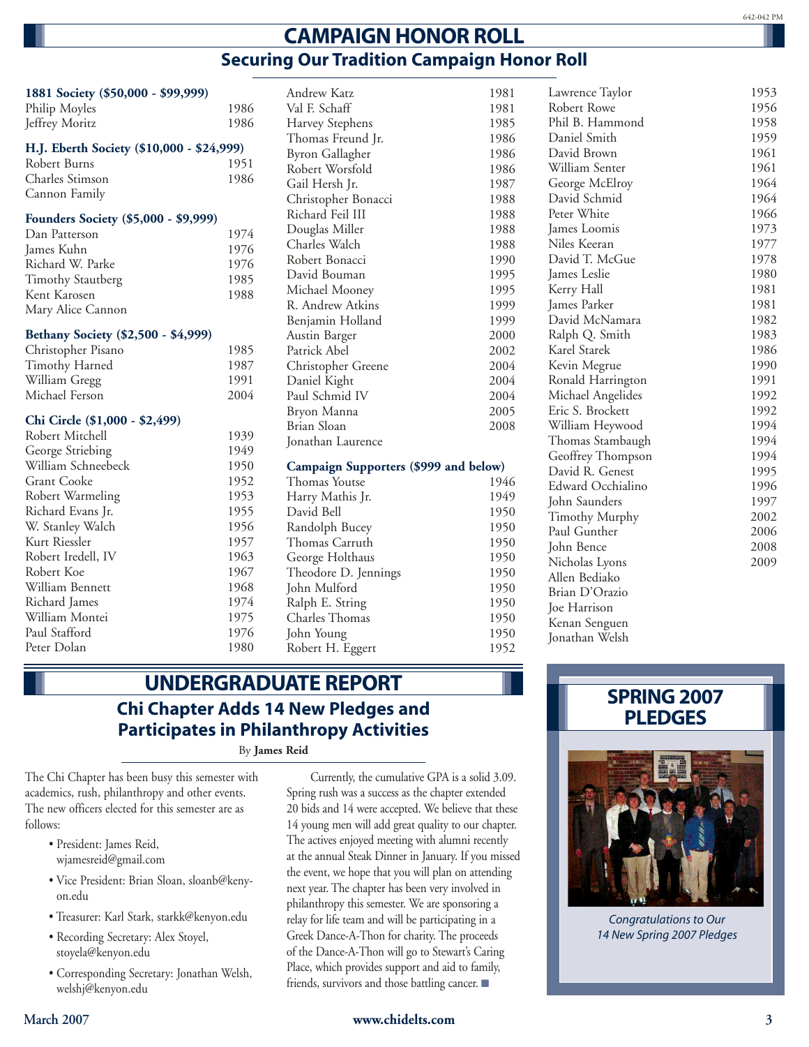# CAMPAIGN HONOR ROLL

## Securing Our Tradition Campaign Honor Roll

**1881 Society ($50,000 - $99,999)**

| | |
|---|---|
| Philip Moyles | 1986 |
| Jeffrey Moritz | 1986 |

**H.J. Eberth Society ($10,000 - $24,999)**

| | |
|---|---|
| Robert Burns | 1951 |
| Charles Stimson | 1986 |
| Cannon Family | |

**Founders Society ($5,000 - $9,999)**

| | |
|---|---|
| Dan Patterson | 1974 |
| James Kuhn | 1976 |
| Richard W. Parke | 1976 |
| Timothy Stautberg | 1985 |
| Kent Karosen | 1988 |
| Mary Alice Cannon | |

**Bethany Society ($2,500 - $4,999)**

| | |
|---|---|
| Christopher Pisano | 1985 |
| Timothy Harned | 1987 |
| William Gregg | 1991 |
| Michael Ferson | 2004 |

**Chi Circle ($1,000 - $2,499)**

| | |
|---|---|
| Robert Mitchell | 1939 |
| George Striebing | 1949 |
| William Schneebeck | 1950 |
| Grant Cooke | 1952 |
| Robert Warmeling | 1953 |
| Richard Evans Jr. | 1955 |
| W. Stanley Walch | 1956 |
| Kurt Riessler | 1957 |
| Robert Iredell, IV | 1963 |
| Robert Koe | 1967 |
| William Bennett | 1968 |
| Richard James | 1974 |
| William Montei | 1975 |
| Paul Stafford | 1976 |
| Peter Dolan | 1980 |
| Andrew Katz | 1981 |
| Val F. Schaff | 1981 |
| Harvey Stephens | 1985 |
| Thomas Freund Jr. | 1986 |
| Byron Gallagher | 1986 |
| Robert Worsfold | 1986 |
| Gail Hersh Jr. | 1987 |
| Christopher Bonacci | 1988 |
| Richard Feil III | 1988 |
| Douglas Miller | 1988 |
| Charles Walch | 1988 |
| Robert Bonacci | 1990 |
| David Bouman | 1995 |
| Michael Mooney | 1995 |
| R. Andrew Atkins | 1999 |
| Benjamin Holland | 1999 |
| Austin Barger | 2000 |
| Patrick Abel | 2002 |
| Christopher Greene | 2004 |
| Daniel Kight | 2004 |
| Paul Schmid IV | 2004 |
| Bryon Manna | 2005 |
| Brian Sloan | 2008 |
| Jonathan Laurence | |

**Campaign Supporters ($999 and below)**

| | |
|---|---|
| Thomas Youtse | 1946 |
| Harry Mathis Jr. | 1949 |
| David Bell | 1950 |
| Randolph Bucey | 1950 |
| Thomas Carruth | 1950 |
| George Holthaus | 1950 |
| Theodore D. Jennings | 1950 |
| John Mulford | 1950 |
| Ralph E. String | 1950 |
| Charles Thomas | 1950 |
| John Young | 1950 |
| Robert H. Eggert | 1952 |
| Lawrence Taylor | 1953 |
| Robert Rowe | 1956 |
| Phil B. Hammond | 1958 |
| Daniel Smith | 1959 |
| David Brown | 1961 |
| William Senter | 1961 |
| George McElroy | 1964 |
| David Schmid | 1964 |
| Peter White | 1966 |
| James Loomis | 1973 |
| Niles Keeran | 1977 |
| David T. McGue | 1978 |
| James Leslie | 1980 |
| Kerry Hall | 1981 |
| James Parker | 1981 |
| David McNamara | 1982 |
| Ralph Q. Smith | 1983 |
| Karel Starek | 1986 |
| Kevin Megrue | 1990 |
| Ronald Harrington | 1991 |
| Michael Angelides | 1992 |
| Eric S. Brockett | 1992 |
| William Heywood | 1994 |
| Thomas Stambaugh | 1994 |
| Geoffrey Thompson | 1994 |
| David R. Genest | 1995 |
| Edward Occhialino | 1996 |
| John Saunders | 1997 |
| Timothy Murphy | 2002 |
| Paul Gunther | 2006 |
| John Bence | 2008 |
| Nicholas Lyons | 2009 |
| Allen Bediako | |
| Brian D'Orazio | |
| Joe Harrison | |
| Kenan Senguen | |
| Jonathan Welsh | |

# UNDERGRADUATE REPORT

## Chi Chapter Adds 14 New Pledges and Participates in Philanthropy Activities

By **James Reid**

The Chi Chapter has been busy this semester with academics, rush, philanthropy and other events. The new officers elected for this semester are as follows:

- President: James Reid, wjamesreid@gmail.com
- Vice President: Brian Sloan, sloanb@kenyon.edu
- Treasurer: Karl Stark, starkk@kenyon.edu
- Recording Secretary: Alex Stoyel, stoyela@kenyon.edu
- Corresponding Secretary: Jonathan Welsh, welshj@kenyon.edu

Currently, the cumulative GPA is a solid 3.09. Spring rush was a success as the chapter extended 20 bids and 14 were accepted. We believe that these 14 young men will add great quality to our chapter. The actives enjoyed meeting with alumni recently at the annual Steak Dinner in January. If you missed the event, we hope that you will plan on attending next year. The chapter has been very involved in philanthropy this semester. We are sponsoring a relay for life team and will be participating in a Greek Dance-A-Thon for charity. The proceeds of the Dance-A-Thon will go to Stewart's Caring Place, which provides support and aid to family, friends, survivors and those battling cancer. ■

## SPRING 2007 PLEDGES

*Congratulations to Our 14 New Spring 2007 Pledges*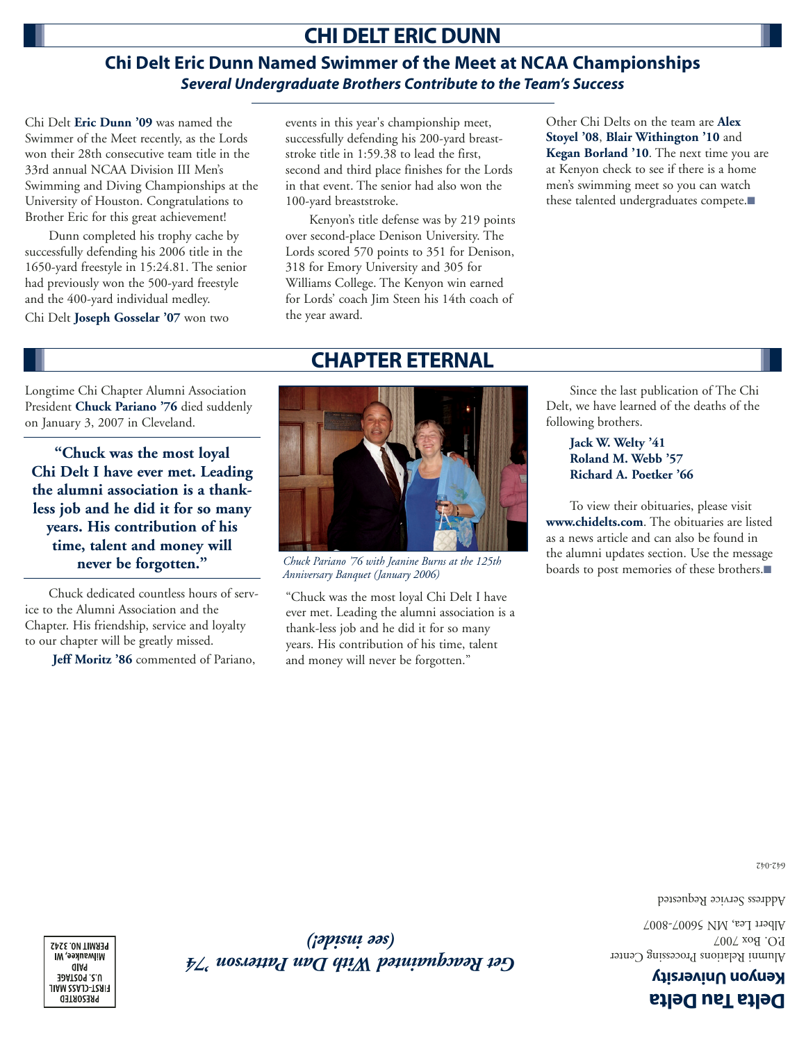# CHI DELT ERIC DUNN

## Chi Delt Eric Dunn Named Swimmer of the Meet at NCAA Championships

### *Several Undergraduate Brothers Contribute to the Team's Success*

Chi Delt **Eric Dunn '09** was named the Swimmer of the Meet recently, as the Lords won their 28th consecutive team title in the 33rd annual NCAA Division III Men's Swimming and Diving Championships at the University of Houston. Congratulations to Brother Eric for this great achievement!

Dunn completed his trophy cache by successfully defending his 2006 title in the 1650-yard freestyle in 15:24.81. The senior had previously won the 500-yard freestyle and the 400-yard individual medley.

Chi Delt **Joseph Gosselar '07** won two events in this year's championship meet, successfully defending his 200-yard breaststroke title in 1:59.38 to lead the first, second and third place finishes for the Lords in that event. The senior had also won the 100-yard breaststroke.

Kenyon's title defense was by 219 points over second-place Denison University. The Lords scored 570 points to 351 for Denison, 318 for Emory University and 305 for Williams College. The Kenyon win earned for Lords' coach Jim Steen his 14th coach of the year award.

Other Chi Delts on the team are **Alex Stoyel '08**, **Blair Withington '10** and **Kegan Borland '10**. The next time you are at Kenyon check to see if there is a home men's swimming meet so you can watch these talented undergraduates compete.■

# CHAPTER ETERNAL

Longtime Chi Chapter Alumni Association President **Chuck Pariano '76** died suddenly on January 3, 2007 in Cleveland.

> **"Chuck was the most loyal Chi Delt I have ever met. Leading the alumni association is a thankless job and he did it for so many years. His contribution of his time, talent and money will never be forgotten."**

Chuck dedicated countless hours of service to the Alumni Association and the Chapter. His friendship, service and loyalty to our chapter will be greatly missed.

**Jeff Moritz '86** commented of Pariano,

*Chuck Pariano '76 with Jeanine Burns at the 125th Anniversary Banquet (January 2006)*

"Chuck was the most loyal Chi Delt I have ever met. Leading the alumni association is a thank-less job and he did it for so many years. His contribution of his time, talent and money will never be forgotten."

Since the last publication of The Chi Delt, we have learned of the deaths of the following brothers.

**Jack W. Welty '41**
**Roland M. Webb '57**
**Richard A. Poetker '66**

To view their obituaries, please visit **www.chidelts.com**. The obituaries are listed as a news article and can also be found in the alumni updates section. Use the message boards to post memories of these brothers.■

**Delta Tau Delta**
**Kenyon University**
Alumni Relations Processing Center
P.O. Box 7007
Albert Lea, MN 56007-8007

Address Service Requested

642-042

***Get Reacquainted With Dan Patterson '74***
***(see inside!)***

PRESORTED
FIRST-CLASS MAIL
U.S. POSTAGE
PAID
Milwaukee, WI
PERMIT NO. 3242